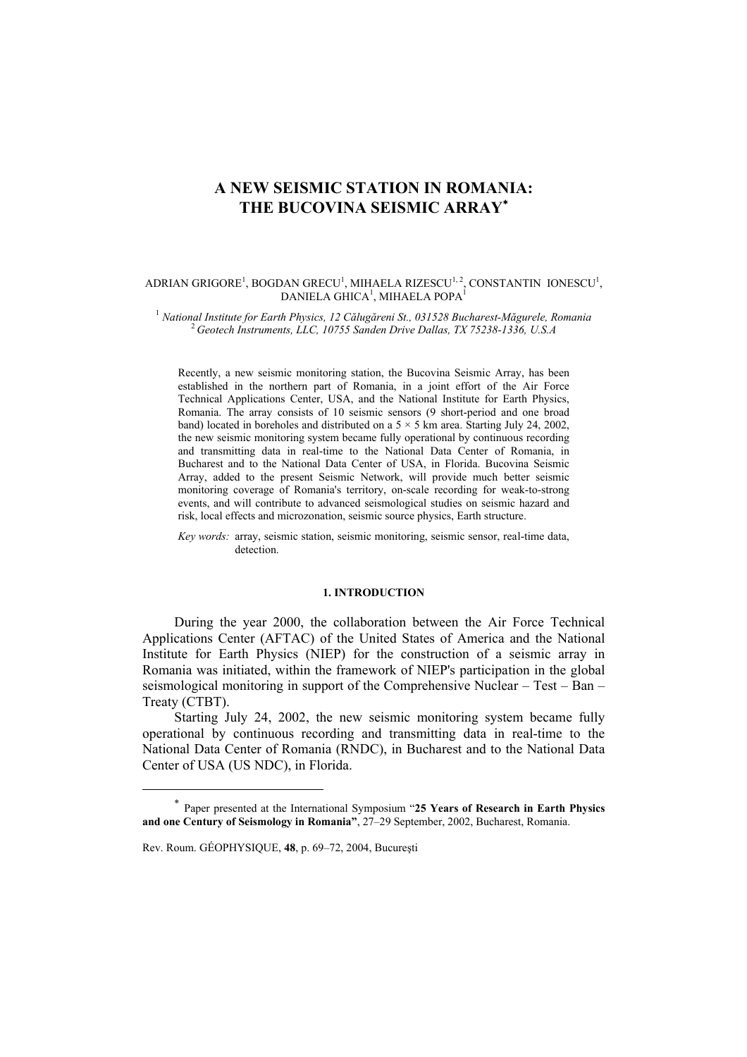# A NEW SEISMIC STATION IN ROMANIA: THE BUCOVINA SEISMIC ARRAY*

ADRIAN GRIGORE[1], BOGDAN GRECU[1], MIHAELA RIZESCU[1, 2], CONSTANTIN IONESCU[1], DANIELA GHICA[1], MIHAELA POPA[1]

[1] *National Institute for Earth Physics, 12 Călugăreni St., 031528 Bucharest-Măgurele, Romania*
[2] *Geotech Instruments, LLC, 10755 Sanden Drive Dallas, TX 75238-1336, U.S.A*

Recently, a new seismic monitoring station, the Bucovina Seismic Array, has been established in the northern part of Romania, in a joint effort of the Air Force Technical Applications Center, USA, and the National Institute for Earth Physics, Romania. The array consists of 10 seismic sensors (9 short-period and one broad band) located in boreholes and distributed on a 5 × 5 km area. Starting July 24, 2002, the new seismic monitoring system became fully operational by continuous recording and transmitting data in real-time to the National Data Center of Romania, in Bucharest and to the National Data Center of USA, in Florida. Bucovina Seismic Array, added to the present Seismic Network, will provide much better seismic monitoring coverage of Romania's territory, on-scale recording for weak-to-strong events, and will contribute to advanced seismological studies on seismic hazard and risk, local effects and microzonation, seismic source physics, Earth structure.

*Key words:* array, seismic station, seismic monitoring, seismic sensor, real-time data, detection.

## 1. INTRODUCTION

During the year 2000, the collaboration between the Air Force Technical Applications Center (AFTAC) of the United States of America and the National Institute for Earth Physics (NIEP) for the construction of a seismic array in Romania was initiated, within the framework of NIEP's participation in the global seismological monitoring in support of the Comprehensive Nuclear – Test – Ban – Treaty (CTBT).

Starting July 24, 2002, the new seismic monitoring system became fully operational by continuous recording and transmitting data in real-time to the National Data Center of Romania (RNDC), in Bucharest and to the National Data Center of USA (US NDC), in Florida.

* Paper presented at the International Symposium "**25 Years of Research in Earth Physics and one Century of Seismology in Romania"**, 27–29 September, 2002, Bucharest, Romania.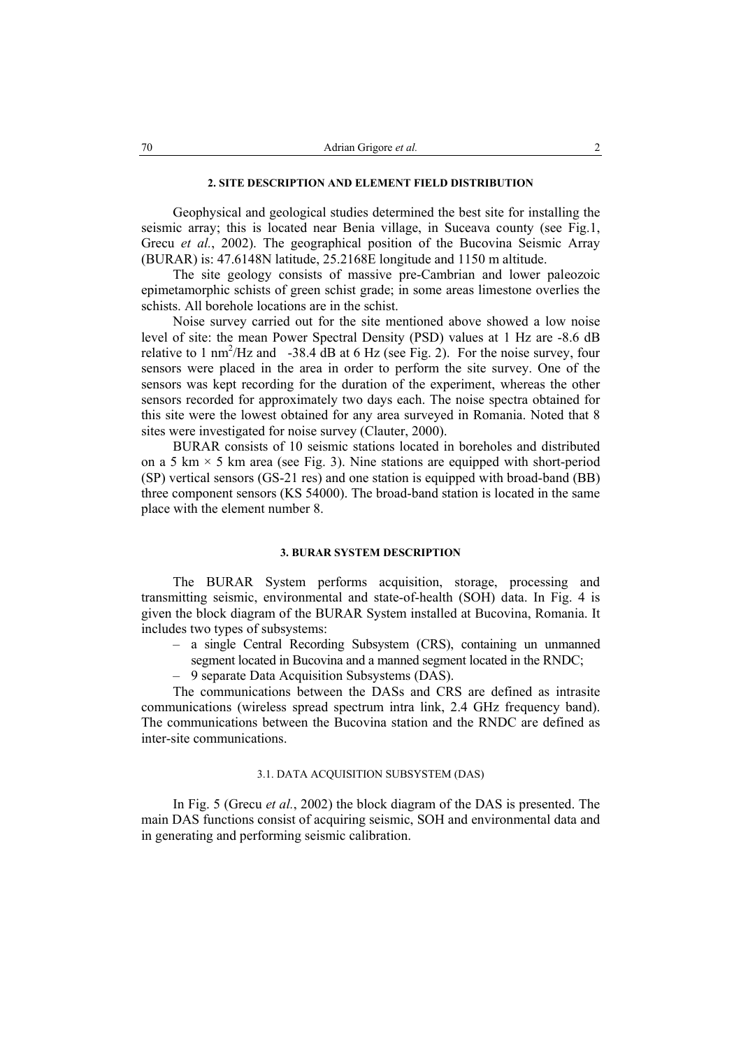## 2. SITE DESCRIPTION AND ELEMENT FIELD DISTRIBUTION

Geophysical and geological studies determined the best site for installing the seismic array; this is located near Benia village, in Suceava county (see Fig.1, Grecu *et al.*, 2002). The geographical position of the Bucovina Seismic Array (BURAR) is: 47.6148N latitude, 25.2168E longitude and 1150 m altitude.

The site geology consists of massive pre-Cambrian and lower paleozoic epimetamorphic schists of green schist grade; in some areas limestone overlies the schists. All borehole locations are in the schist.

Noise survey carried out for the site mentioned above showed a low noise level of site: the mean Power Spectral Density (PSD) values at 1 Hz are -8.6 dB relative to 1 $nm^2$/Hz and -38.4 dB at 6 Hz (see Fig. 2). For the noise survey, four sensors were placed in the area in order to perform the site survey. One of the sensors was kept recording for the duration of the experiment, whereas the other sensors recorded for approximately two days each. The noise spectra obtained for this site were the lowest obtained for any area surveyed in Romania. Noted that 8 sites were investigated for noise survey (Clauter, 2000).

BURAR consists of 10 seismic stations located in boreholes and distributed on a 5 km × 5 km area (see Fig. 3). Nine stations are equipped with short-period (SP) vertical sensors (GS-21 res) and one station is equipped with broad-band (BB) three component sensors (KS 54000). The broad-band station is located in the same place with the element number 8.

## 3. BURAR SYSTEM DESCRIPTION

The BURAR System performs acquisition, storage, processing and transmitting seismic, environmental and state-of-health (SOH) data. In Fig. 4 is given the block diagram of the BURAR System installed at Bucovina, Romania. It includes two types of subsystems:

– a single Central Recording Subsystem (CRS), containing un unmanned segment located in Bucovina and a manned segment located in the RNDC;
– 9 separate Data Acquisition Subsystems (DAS).

The communications between the DASs and CRS are defined as intrasite communications (wireless spread spectrum intra link, 2.4 GHz frequency band). The communications between the Bucovina station and the RNDC are defined as inter-site communications.

### 3.1. DATA ACQUISITION SUBSYSTEM (DAS)

In Fig. 5 (Grecu *et al.*, 2002) the block diagram of the DAS is presented. The main DAS functions consist of acquiring seismic, SOH and environmental data and in generating and performing seismic calibration.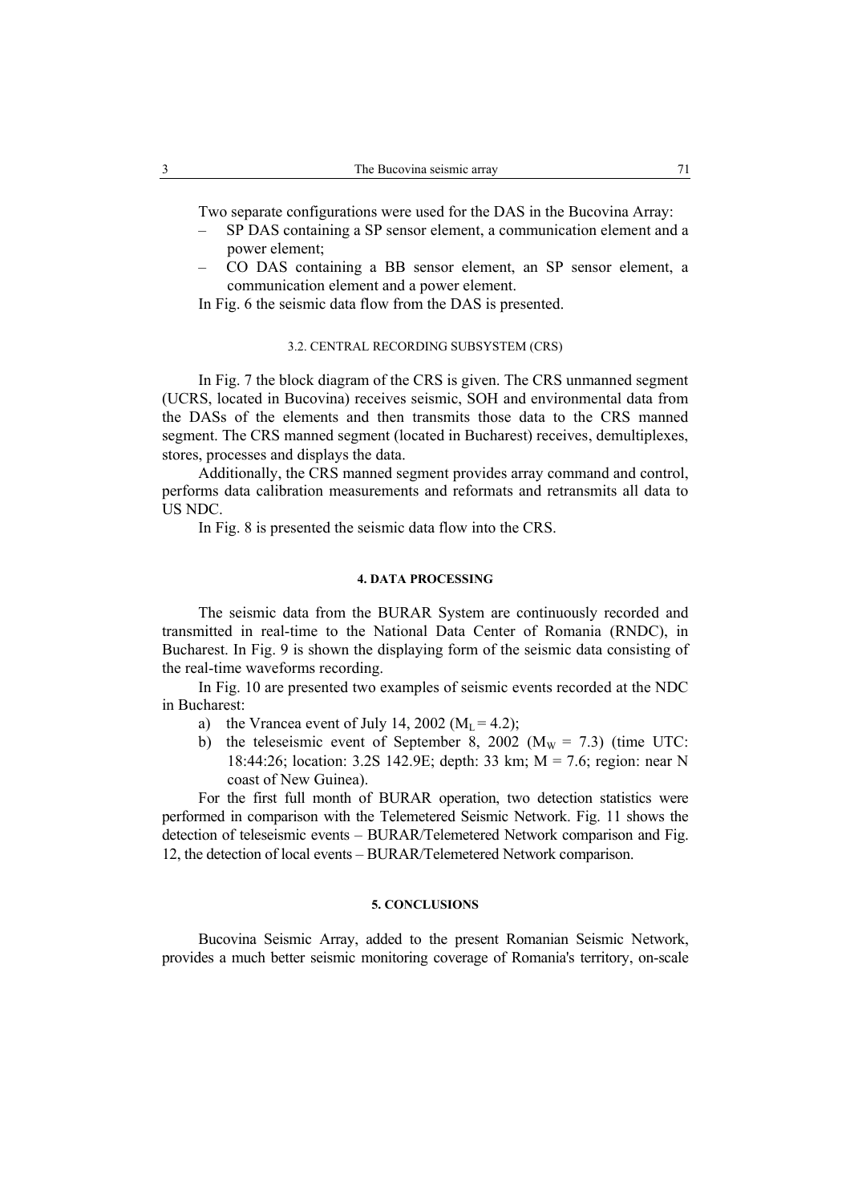Two separate configurations were used for the DAS in the Bucovina Array:

- SP DAS containing a SP sensor element, a communication element and a power element;
- CO DAS containing a BB sensor element, an SP sensor element, a communication element and a power element.

In Fig. 6 the seismic data flow from the DAS is presented.

### 3.2. CENTRAL RECORDING SUBSYSTEM (CRS)

In Fig. 7 the block diagram of the CRS is given. The CRS unmanned segment (UCRS, located in Bucovina) receives seismic, SOH and environmental data from the DASs of the elements and then transmits those data to the CRS manned segment. The CRS manned segment (located in Bucharest) receives, demultiplexes, stores, processes and displays the data.

Additionally, the CRS manned segment provides array command and control, performs data calibration measurements and reformats and retransmits all data to US NDC.

In Fig. 8 is presented the seismic data flow into the CRS.

## 4. DATA PROCESSING

The seismic data from the BURAR System are continuously recorded and transmitted in real-time to the National Data Center of Romania (RNDC), in Bucharest. In Fig. 9 is shown the displaying form of the seismic data consisting of the real-time waveforms recording.

In Fig. 10 are presented two examples of seismic events recorded at the NDC in Bucharest:

a) the Vrancea event of July 14, 2002 ($M_L = 4.2$);
b) the teleseismic event of September 8, 2002 ($M_W = 7.3$) (time UTC: 18:44:26; location: 3.2S 142.9E; depth: 33 km; M = 7.6; region: near N coast of New Guinea).

For the first full month of BURAR operation, two detection statistics were performed in comparison with the Telemetered Seismic Network. Fig. 11 shows the detection of teleseismic events – BURAR/Telemetered Network comparison and Fig. 12, the detection of local events – BURAR/Telemetered Network comparison.

## 5. CONCLUSIONS

Bucovina Seismic Array, added to the present Romanian Seismic Network, provides a much better seismic monitoring coverage of Romania's territory, on-scale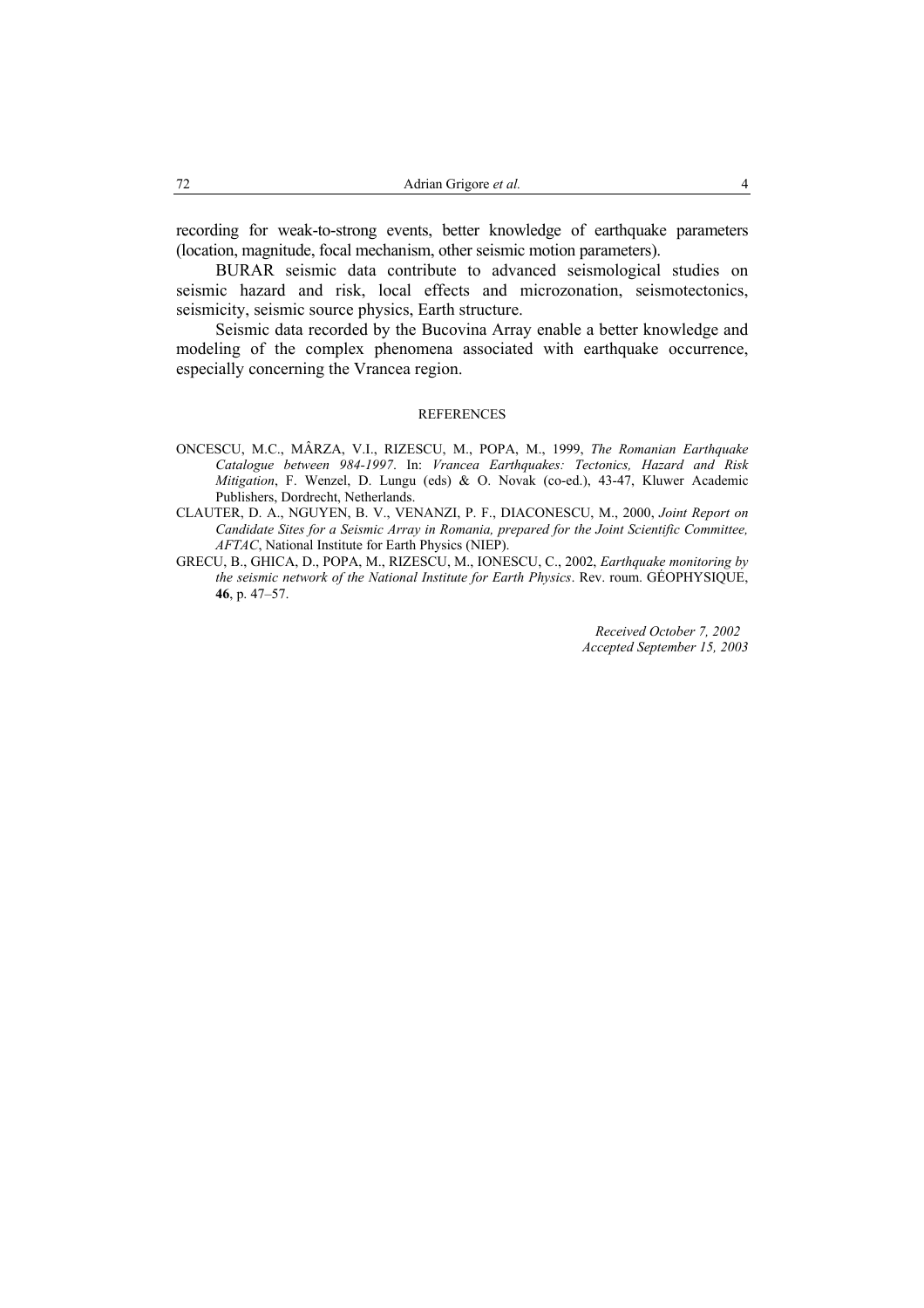recording for weak-to-strong events, better knowledge of earthquake parameters (location, magnitude, focal mechanism, other seismic motion parameters).

BURAR seismic data contribute to advanced seismological studies on seismic hazard and risk, local effects and microzonation, seismotectonics, seismicity, seismic source physics, Earth structure.

Seismic data recorded by the Bucovina Array enable a better knowledge and modeling of the complex phenomena associated with earthquake occurrence, especially concerning the Vrancea region.

## REFERENCES

ONCESCU, M.C., MÂRZA, V.I., RIZESCU, M., POPA, M., 1999, *The Romanian Earthquake Catalogue between 984-1997*. In: *Vrancea Earthquakes: Tectonics, Hazard and Risk Mitigation*, F. Wenzel, D. Lungu (eds) & O. Novak (co-ed.), 43-47, Kluwer Academic Publishers, Dordrecht, Netherlands.

CLAUTER, D. A., NGUYEN, B. V., VENANZI, P. F., DIACONESCU, M., 2000, *Joint Report on Candidate Sites for a Seismic Array in Romania, prepared for the Joint Scientific Committee, AFTAC*, National Institute for Earth Physics (NIEP).

GRECU, B., GHICA, D., POPA, M., RIZESCU, M., IONESCU, C., 2002, *Earthquake monitoring by the seismic network of the National Institute for Earth Physics*. Rev. roum. GÉOPHYSIQUE, **46**, p. 47–57.

*Received October 7, 2002*
*Accepted September 15, 2003*